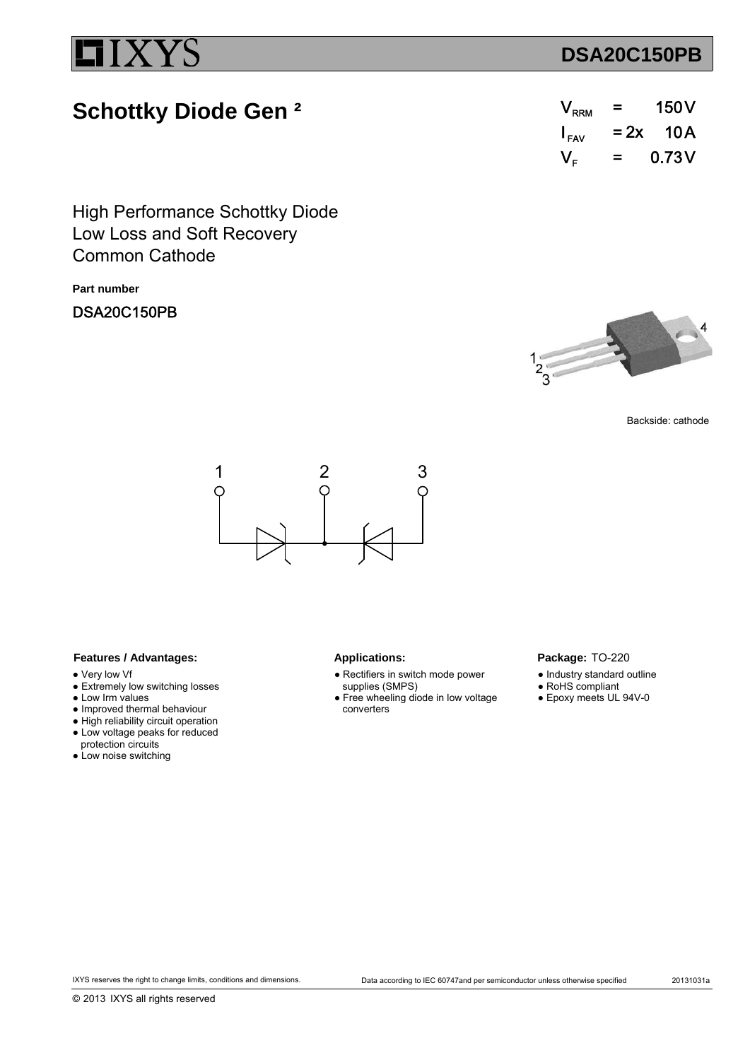# DSA20C150PB

## Schottky Diode Gen ²

| | | |
|---|---|---|
| $V_{RRM}$ | = | 150 V |
| $I_{FAV}$ | = 2x | 10 A |
| $V_F$ | = | 0.73 V |

High Performance Schottky Diode
Low Loss and Soft Recovery
Common Cathode

**Part number**

DSA20C150PB

Backside: cathode

### Features / Advantages:

- Very low Vf
- Extremely low switching losses
- Low Irm values
- Improved thermal behaviour
- High reliability circuit operation
- Low voltage peaks for reduced protection circuits
- Low noise switching

### Applications:

- Rectifiers in switch mode power supplies (SMPS)
- Free wheeling diode in low voltage converters

### Package: TO-220

- Industry standard outline
- RoHS compliant
- Epoxy meets UL 94V-0

IXYS reserves the right to change limits, conditions and dimensions.

Data according to IEC 60747and per semiconductor unless otherwise specified

20131031a

© 2013 IXYS all rights reserved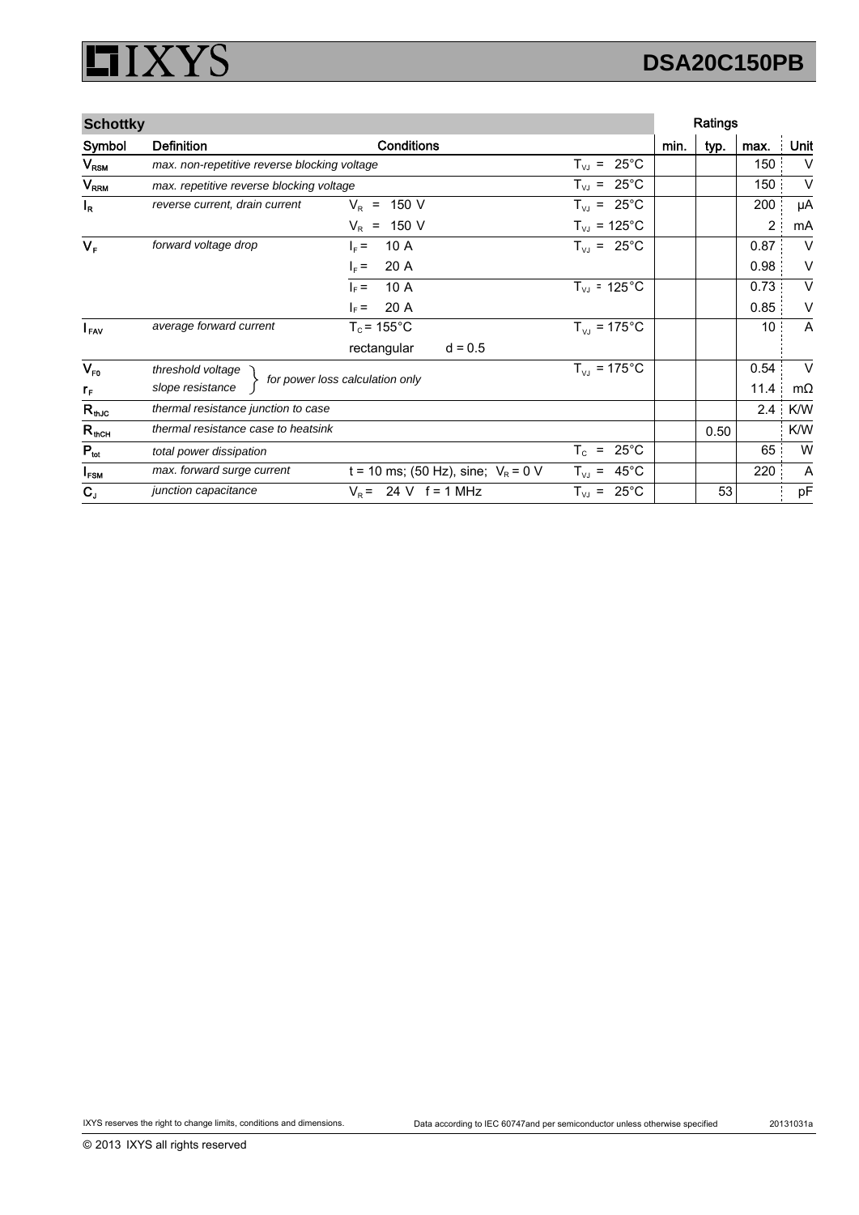## Schottky

| Symbol | Definition | Conditions | | min. | typ. | max. | Unit |
|---|---|---|---|---|---|---|---|
| $V_{RSM}$ | *max. non-repetitive reverse blocking voltage* | | $T_{VJ}$ = 25°C | | | 150 | V |
| $V_{RRM}$ | *max. repetitive reverse blocking voltage* | | $T_{VJ}$ = 25°C | | | 150 | V |
| $I_R$ | *reverse current, drain current* | $V_R$ = 150 V | $T_{VJ}$ = 25°C | | | 200 | µA |
| | | $V_R$ = 150 V | $T_{VJ}$ = 125°C | | | 2 | mA |
| $V_F$ | *forward voltage drop* | $I_F$ = 10 A | $T_{VJ}$ = 25°C | | | 0.87 | V |
| | | $I_F$ = 20 A | | | | 0.98 | V |
| | | $I_F$ = 10 A | $T_{VJ}$ = 125°C | | | 0.73 | V |
| | | $I_F$ = 20 A | | | | 0.85 | V |
| $I_{FAV}$ | *average forward current* | $T_C$ = 155°C | $T_{VJ}$ = 175°C | | | 10 | A |
| | | rectangular d = 0.5 | | | | | |
| $V_{F0}$ | *threshold voltage* } *for power loss calculation only* | | $T_{VJ}$ = 175°C | | | 0.54 | V |
| $r_F$ | *slope resistance* | | | | | 11.4 | mΩ |
| $R_{thJC}$ | *thermal resistance junction to case* | | | | | 2.4 | K/W |
| $R_{thCH}$ | *thermal resistance case to heatsink* | | | | 0.50 | | K/W |
| $P_{tot}$ | *total power dissipation* | | $T_C$ = 25°C | | | 65 | W |
| $I_{FSM}$ | *max. forward surge current* | t = 10 ms; (50 Hz), sine; $V_R$ = 0 V | $T_{VJ}$ = 45°C | | | 220 | A |
| $C_J$ | *junction capacitance* | $V_R$ = 24 V f = 1 MHz | $T_{VJ}$ = 25°C | | 53 | | pF |

IXYS reserves the right to change limits, conditions and dimensions. Data according to IEC 60747and per semiconductor unless otherwise specified 20131031a

© 2013 IXYS all rights reserved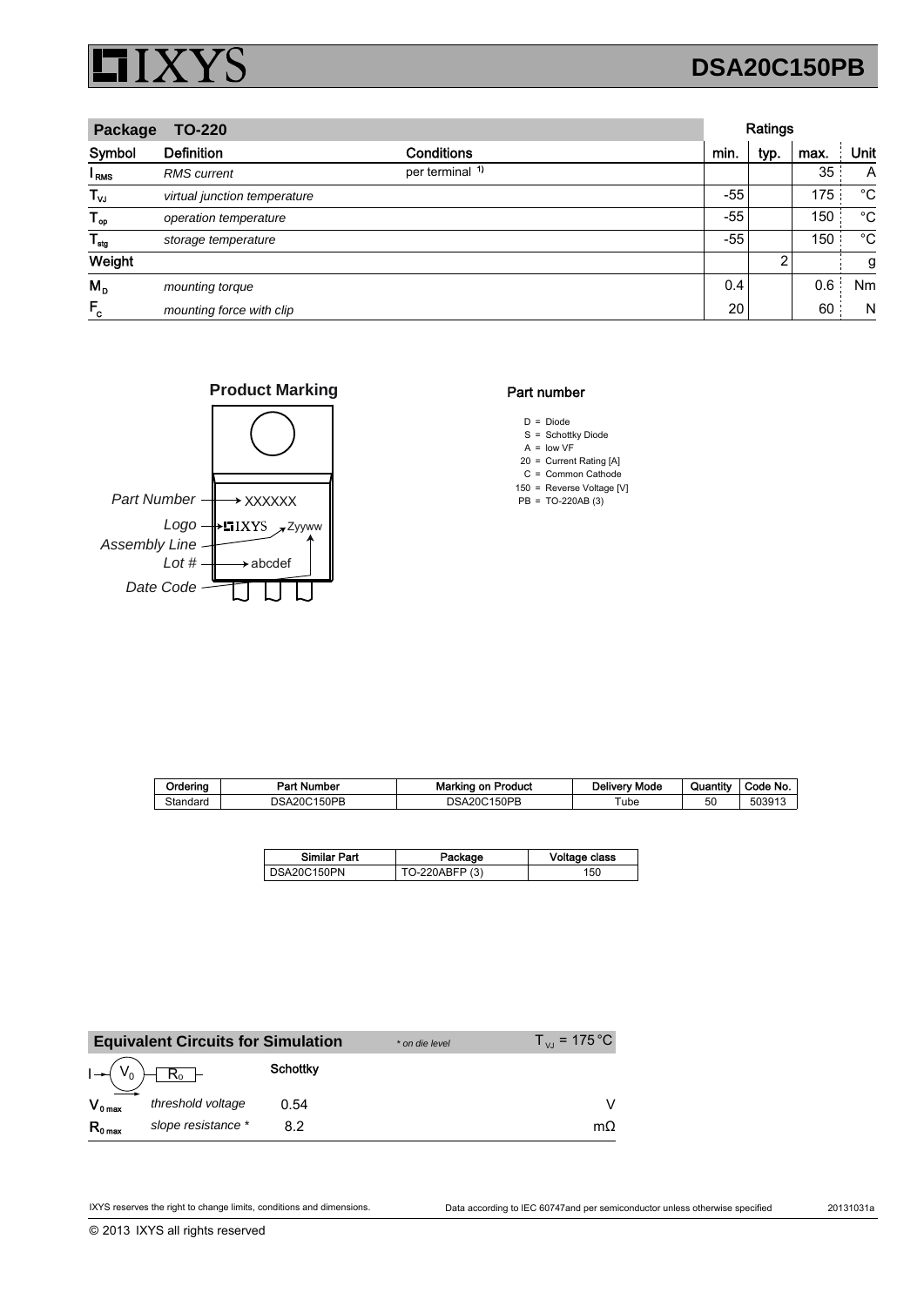## Package TO-220

| Symbol | Definition | Conditions | min. | typ. | max. | Unit |
|---|---|---|---|---|---|---|
| $I_{RMS}$ | *RMS current* | per terminal [1] | | | 35 | A |
| $T_{VJ}$ | *virtual junction temperature* | | -55 | | 175 | °C |
| $T_{op}$ | *operation temperature* | | -55 | | 150 | °C |
| $T_{stg}$ | *storage temperature* | | -55 | | 150 | °C |
| **Weight** | | | | 2 | | g |
| $M_D$ | *mounting torque* | | 0.4 | | 0.6 | Nm |
| $F_C$ | *mounting force with clip* | | 20 | | 60 | N |

### Product Marking

*Part Number* → XXXXXX
*Logo* → IXYS
*Assembly Line* → Zyyww
*Lot #* → abcdef
*Date Code*

### Part number

- D = Diode
- S = Schottky Diode
- A = low VF
- 20 = Current Rating [A]
- C = Common Cathode
- 150 = Reverse Voltage [V]
- PB = TO-220AB (3)

| Ordering | Part Number | Marking on Product | Delivery Mode | Quantity | Code No. |
|---|---|---|---|---|---|
| Standard | DSA20C150PB | DSA20C150PB | Tube | 50 | 503913 |

| Similar Part | Package | Voltage class |
|---|---|---|
| DSA20C150PN | TO-220ABFP (3) | 150 |

### Equivalent Circuits for Simulation

*\* on die level* $T_{VJ} = 175\,°C$

| | | Schottky | |
|---|---|---|---|
| $V_{0\,max}$ | *threshold voltage* | 0.54 | V |
| $R_{0\,max}$ | *slope resistance \** | 8.2 | mΩ |

IXYS reserves the right to change limits, conditions and dimensions.

Data according to IEC 60747and per semiconductor unless otherwise specified

20131031a

© 2013 IXYS all rights reserved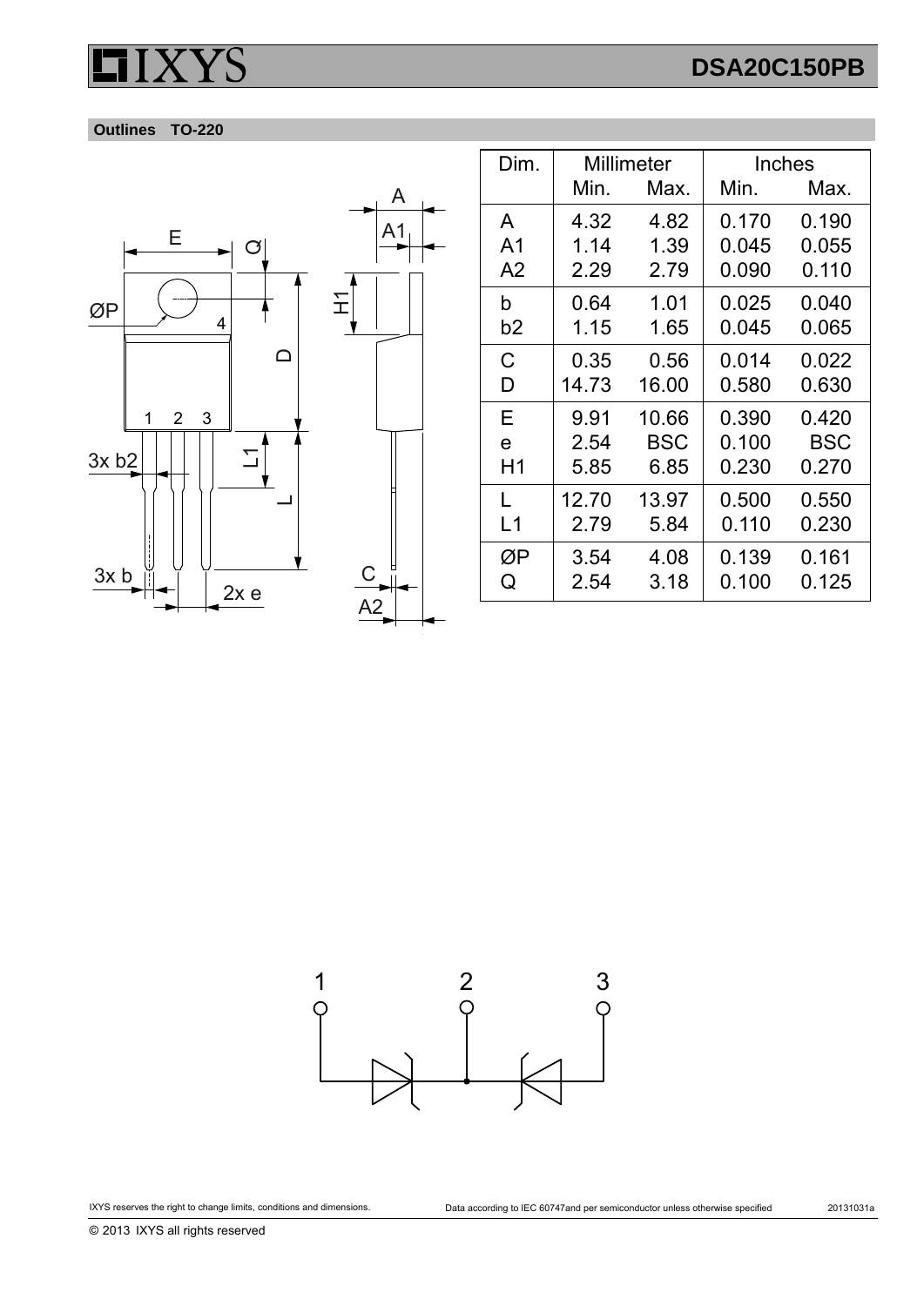## Outlines TO-220

| Dim. | Millimeter | | Inches | |
|---|---|---|---|---|
| | Min. | Max. | Min. | Max. |
| A | 4.32 | 4.82 | 0.170 | 0.190 |
| A1 | 1.14 | 1.39 | 0.045 | 0.055 |
| A2 | 2.29 | 2.79 | 0.090 | 0.110 |
| b | 0.64 | 1.01 | 0.025 | 0.040 |
| b2 | 1.15 | 1.65 | 0.045 | 0.065 |
| C | 0.35 | 0.56 | 0.014 | 0.022 |
| D | 14.73 | 16.00 | 0.580 | 0.630 |
| E | 9.91 | 10.66 | 0.390 | 0.420 |
| e | 2.54 | BSC | 0.100 | BSC |
| H1 | 5.85 | 6.85 | 0.230 | 0.270 |
| L | 12.70 | 13.97 | 0.500 | 0.550 |
| L1 | 2.79 | 5.84 | 0.110 | 0.230 |
| ØP | 3.54 | 4.08 | 0.139 | 0.161 |
| Q | 2.54 | 3.18 | 0.100 | 0.125 |

IXYS reserves the right to change limits, conditions and dimensions.

Data according to IEC 60747and per semiconductor unless otherwise specified

20131031a

© 2013 IXYS all rights reserved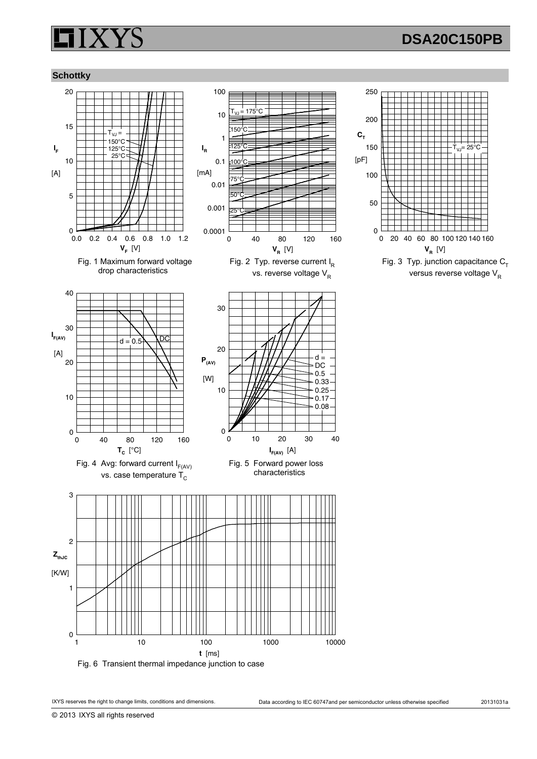## Schottky

20
15
$T_{VJ}$ =
150°C
125°C
25°C
$I_F$
10
[A]
5
0
0.0 0.2 0.4 0.6 0.8 1.0 1.2
$V_F$ [V]

Fig. 1 Maximum forward voltage drop characteristics

100
10
$T_{VJ}$ = 175°C
150°C
1
125°C
$I_R$
0.1
100°C
[mA]
75°C
0.01
50°C
0.001
25°C
0.0001
0 40 80 120 160
$V_R$ [V]

Fig. 2 Typ. reverse current $I_R$ vs. reverse voltage $V_R$

250
200
$C_T$
150
$T_{VJ}$= 25°C
[pF]
100
50
0
0 20 40 60 80 100 120 140 160
$V_R$ [V]

Fig. 3 Typ. junction capacitance $C_T$ versus reverse voltage $V_R$

40
30
$I_{F(AV)}$
d = 0.5
DC
[A]
20
10
0
0 40 80 120 160
$T_C$ [°C]

Fig. 4 Avg: forward current $I_{F(AV)}$ vs. case temperature $T_C$

30
20
$P_{(AV)}$
d =
DC
[W]
0.5
0.33
10
0.25
0.17
0.08
0
0 10 20 30 40
$I_{F(AV)}$ [A]

Fig. 5 Forward power loss characteristics

3
2
$Z_{thJC}$
[K/W]
1
0
1 10 100 1000 10000
t [ms]

Fig. 6 Transient thermal impedance junction to case